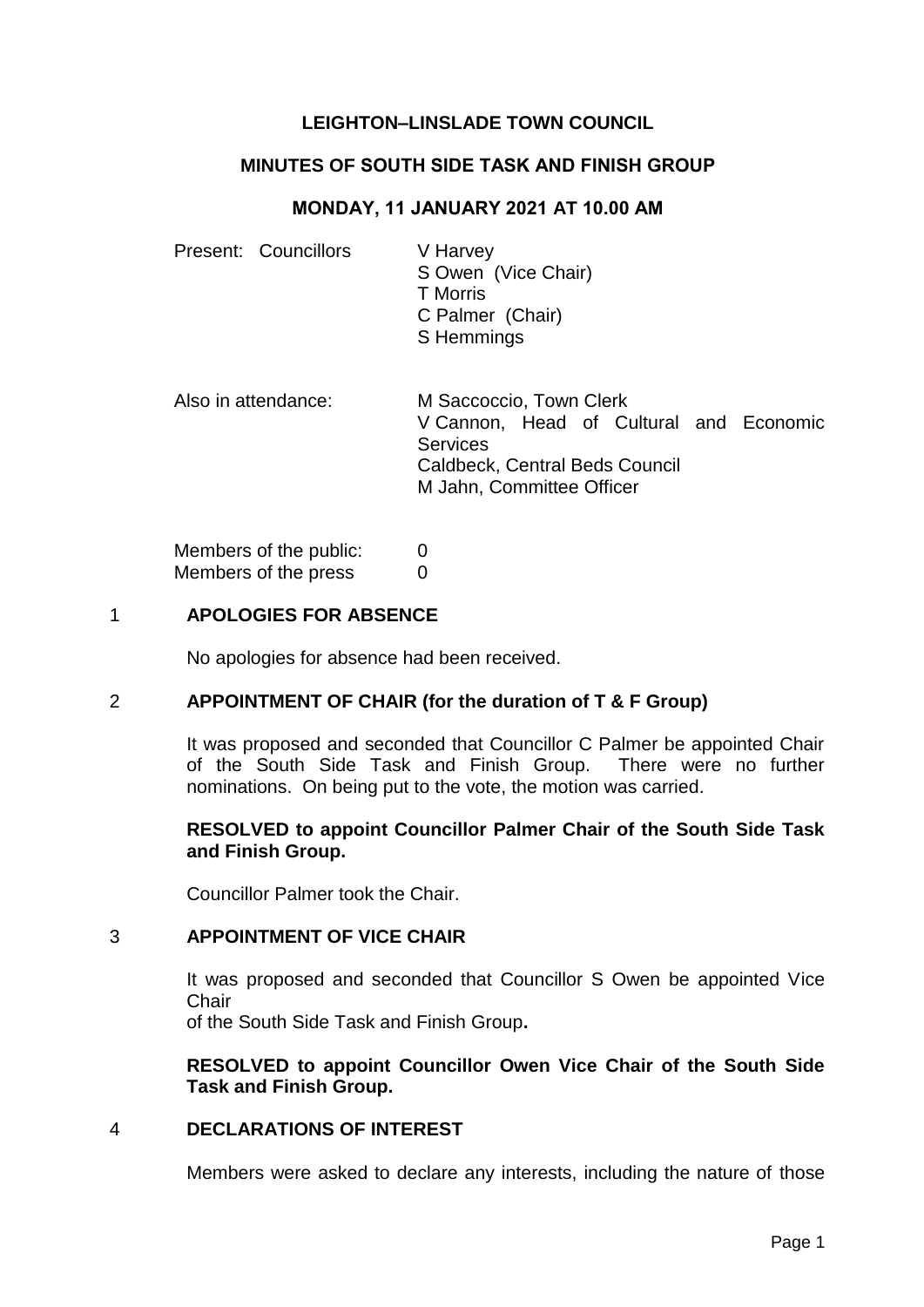**LEIGHTON–LINSLADE TOWN COUNCIL**

**MINUTES OF SOUTH SIDE TASK AND FINISH GROUP**

**MONDAY, 11 JANUARY 2021 AT 10.00 AM**

Present: Councillors
V Harvey
S Owen (Vice Chair)
T Morris
C Palmer (Chair)
S Hemmings

Also in attendance:
M Saccoccio, Town Clerk
V Cannon, Head of Cultural and Economic Services
Caldbeck, Central Beds Council
M Jahn, Committee Officer

Members of the public: 0
Members of the press 0

## 1 APOLOGIES FOR ABSENCE

No apologies for absence had been received.

## 2 APPOINTMENT OF CHAIR (for the duration of T & F Group)

It was proposed and seconded that Councillor C Palmer be appointed Chair of the South Side Task and Finish Group. There were no further nominations. On being put to the vote, the motion was carried.

**RESOLVED to appoint Councillor Palmer Chair of the South Side Task and Finish Group.**

Councillor Palmer took the Chair.

## 3 APPOINTMENT OF VICE CHAIR

It was proposed and seconded that Councillor S Owen be appointed Vice Chair
of the South Side Task and Finish Group**.**

**RESOLVED to appoint Councillor Owen Vice Chair of the South Side Task and Finish Group.**

## 4 DECLARATIONS OF INTEREST

Members were asked to declare any interests, including the nature of those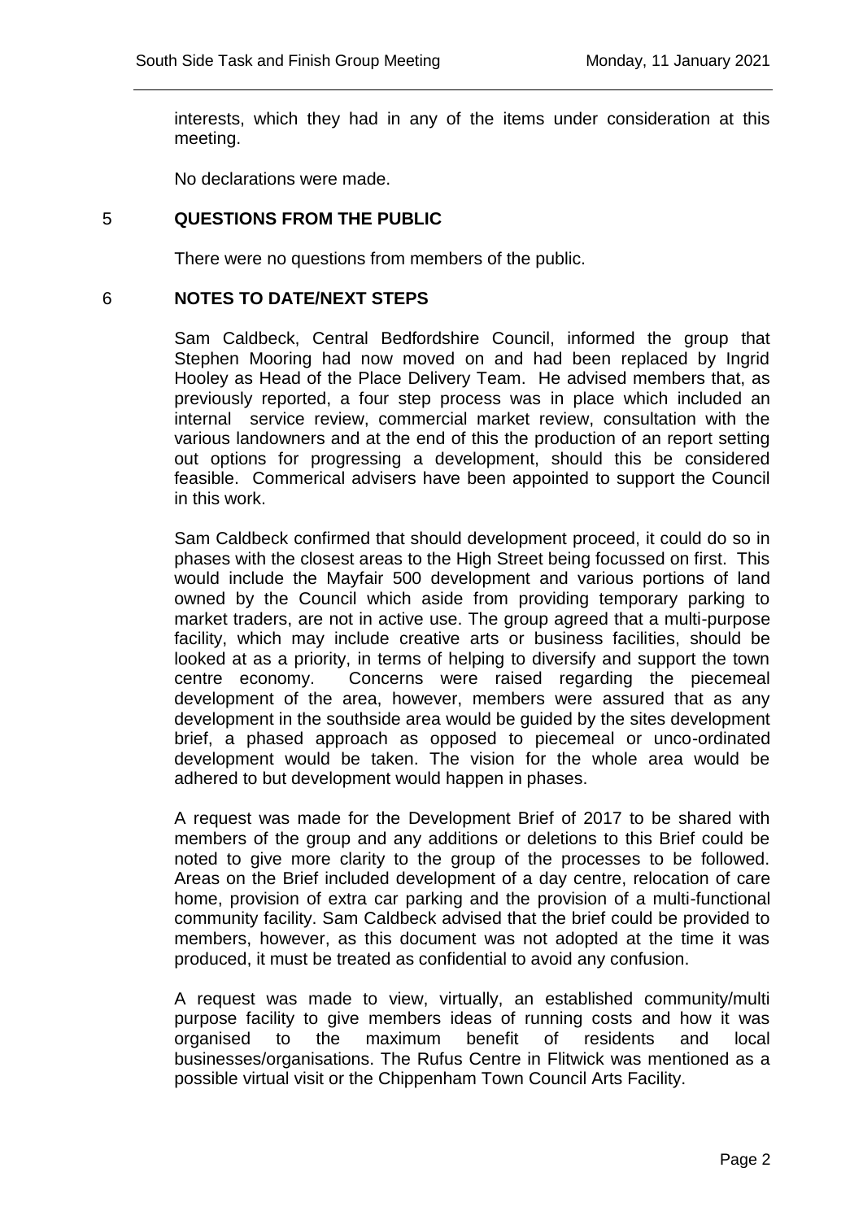interests, which they had in any of the items under consideration at this meeting.

No declarations were made.

## 5 QUESTIONS FROM THE PUBLIC

There were no questions from members of the public.

## 6 NOTES TO DATE/NEXT STEPS

Sam Caldbeck, Central Bedfordshire Council, informed the group that Stephen Mooring had now moved on and had been replaced by Ingrid Hooley as Head of the Place Delivery Team. He advised members that, as previously reported, a four step process was in place which included an internal service review, commercial market review, consultation with the various landowners and at the end of this the production of an report setting out options for progressing a development, should this be considered feasible. Commerical advisers have been appointed to support the Council in this work.

Sam Caldbeck confirmed that should development proceed, it could do so in phases with the closest areas to the High Street being focussed on first. This would include the Mayfair 500 development and various portions of land owned by the Council which aside from providing temporary parking to market traders, are not in active use. The group agreed that a multi-purpose facility, which may include creative arts or business facilities, should be looked at as a priority, in terms of helping to diversify and support the town centre economy. Concerns were raised regarding the piecemeal development of the area, however, members were assured that as any development in the southside area would be guided by the sites development brief, a phased approach as opposed to piecemeal or unco-ordinated development would be taken. The vision for the whole area would be adhered to but development would happen in phases.

A request was made for the Development Brief of 2017 to be shared with members of the group and any additions or deletions to this Brief could be noted to give more clarity to the group of the processes to be followed. Areas on the Brief included development of a day centre, relocation of care home, provision of extra car parking and the provision of a multi-functional community facility. Sam Caldbeck advised that the brief could be provided to members, however, as this document was not adopted at the time it was produced, it must be treated as confidential to avoid any confusion.

A request was made to view, virtually, an established community/multi purpose facility to give members ideas of running costs and how it was organised to the maximum benefit of residents and local businesses/organisations. The Rufus Centre in Flitwick was mentioned as a possible virtual visit or the Chippenham Town Council Arts Facility.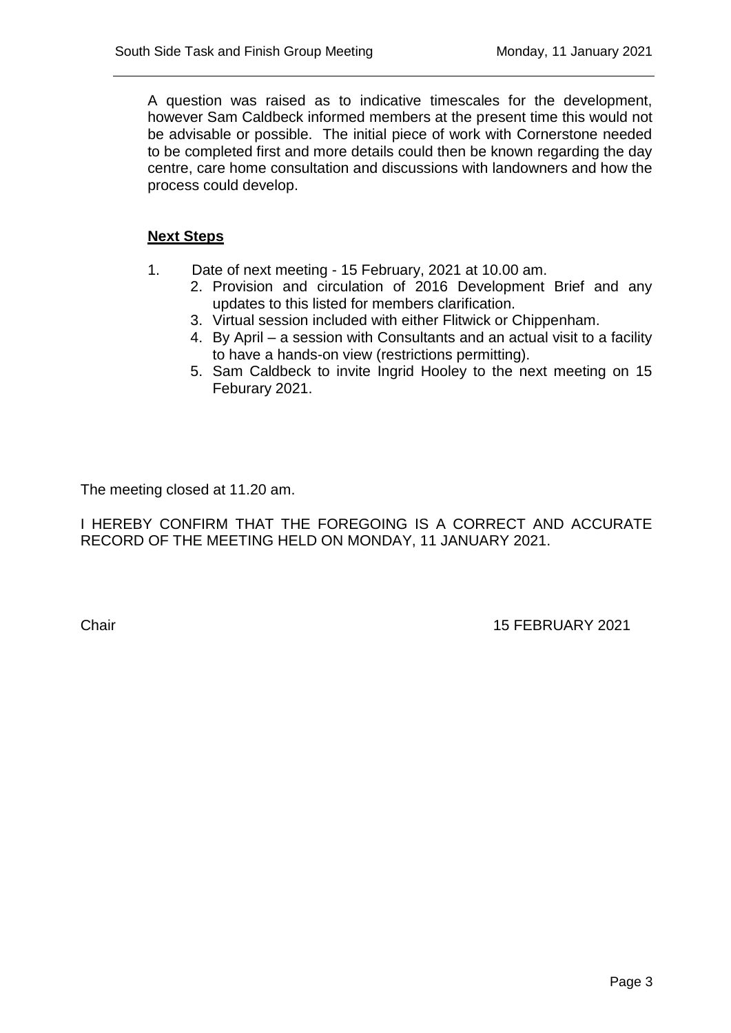A question was raised as to indicative timescales for the development, however Sam Caldbeck informed members at the present time this would not be advisable or possible. The initial piece of work with Cornerstone needed to be completed first and more details could then be known regarding the day centre, care home consultation and discussions with landowners and how the process could develop.

**Next Steps**

1. Date of next meeting - 15 February, 2021 at 10.00 am.
2. Provision and circulation of 2016 Development Brief and any updates to this listed for members clarification.
3. Virtual session included with either Flitwick or Chippenham.
4. By April – a session with Consultants and an actual visit to a facility to have a hands-on view (restrictions permitting).
5. Sam Caldbeck to invite Ingrid Hooley to the next meeting on 15 Feburary 2021.

The meeting closed at 11.20 am.

I HEREBY CONFIRM THAT THE FOREGOING IS A CORRECT AND ACCURATE RECORD OF THE MEETING HELD ON MONDAY, 11 JANUARY 2021.

Chair 15 FEBRUARY 2021